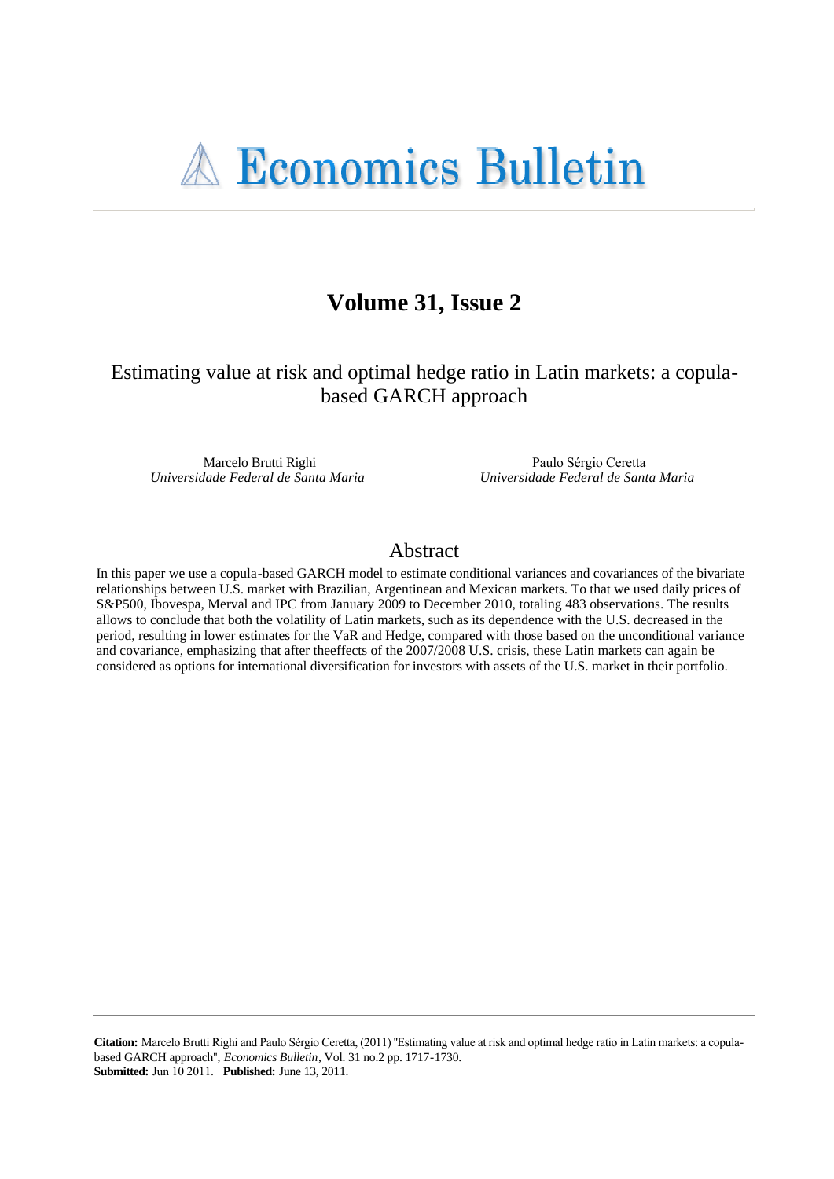# Economics Bulletin

## Volume 31, Issue 2

### Estimating value at risk and optimal hedge ratio in Latin markets: a copula-based GARCH approach

Marcelo Brutti Righi
*Universidade Federal de Santa Maria*

Paulo Sérgio Ceretta
*Universidade Federal de Santa Maria*

## Abstract

In this paper we use a copula-based GARCH model to estimate conditional variances and covariances of the bivariate relationships between U.S. market with Brazilian, Argentinean and Mexican markets. To that we used daily prices of S&P500, Ibovespa, Merval and IPC from January 2009 to December 2010, totaling 483 observations. The results allows to conclude that both the volatility of Latin markets, such as its dependence with the U.S. decreased in the period, resulting in lower estimates for the VaR and Hedge, compared with those based on the unconditional variance and covariance, emphasizing that after theeffects of the 2007/2008 U.S. crisis, these Latin markets can again be considered as options for international diversification for investors with assets of the U.S. market in their portfolio.

**Citation:** Marcelo Brutti Righi and Paulo Sérgio Ceretta, (2011) "Estimating value at risk and optimal hedge ratio in Latin markets: a copula-based GARCH approach", *Economics Bulletin*, Vol. 31 no.2 pp. 1717-1730.
**Submitted:** Jun 10 2011. **Published:** June 13, 2011.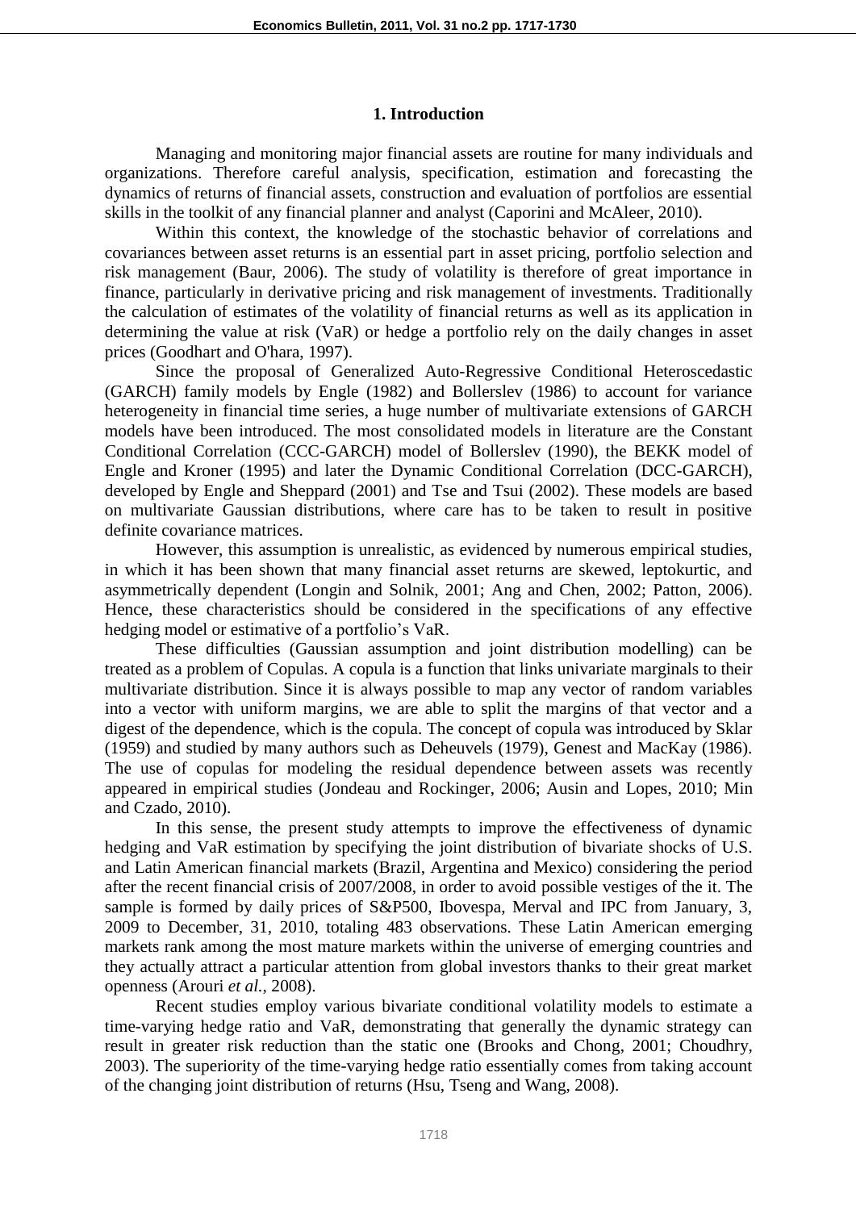## 1. Introduction

Managing and monitoring major financial assets are routine for many individuals and organizations. Therefore careful analysis, specification, estimation and forecasting the dynamics of returns of financial assets, construction and evaluation of portfolios are essential skills in the toolkit of any financial planner and analyst (Caporini and McAleer, 2010).

Within this context, the knowledge of the stochastic behavior of correlations and covariances between asset returns is an essential part in asset pricing, portfolio selection and risk management (Baur, 2006). The study of volatility is therefore of great importance in finance, particularly in derivative pricing and risk management of investments. Traditionally the calculation of estimates of the volatility of financial returns as well as its application in determining the value at risk (VaR) or hedge a portfolio rely on the daily changes in asset prices (Goodhart and O'hara, 1997).

Since the proposal of Generalized Auto-Regressive Conditional Heteroscedastic (GARCH) family models by Engle (1982) and Bollerslev (1986) to account for variance heterogeneity in financial time series, a huge number of multivariate extensions of GARCH models have been introduced. The most consolidated models in literature are the Constant Conditional Correlation (CCC-GARCH) model of Bollerslev (1990), the BEKK model of Engle and Kroner (1995) and later the Dynamic Conditional Correlation (DCC-GARCH), developed by Engle and Sheppard (2001) and Tse and Tsui (2002). These models are based on multivariate Gaussian distributions, where care has to be taken to result in positive definite covariance matrices.

However, this assumption is unrealistic, as evidenced by numerous empirical studies, in which it has been shown that many financial asset returns are skewed, leptokurtic, and asymmetrically dependent (Longin and Solnik, 2001; Ang and Chen, 2002; Patton, 2006). Hence, these characteristics should be considered in the specifications of any effective hedging model or estimative of a portfolio's VaR.

These difficulties (Gaussian assumption and joint distribution modelling) can be treated as a problem of Copulas. A copula is a function that links univariate marginals to their multivariate distribution. Since it is always possible to map any vector of random variables into a vector with uniform margins, we are able to split the margins of that vector and a digest of the dependence, which is the copula. The concept of copula was introduced by Sklar (1959) and studied by many authors such as Deheuvels (1979), Genest and MacKay (1986). The use of copulas for modeling the residual dependence between assets was recently appeared in empirical studies (Jondeau and Rockinger, 2006; Ausin and Lopes, 2010; Min and Czado, 2010).

In this sense, the present study attempts to improve the effectiveness of dynamic hedging and VaR estimation by specifying the joint distribution of bivariate shocks of U.S. and Latin American financial markets (Brazil, Argentina and Mexico) considering the period after the recent financial crisis of 2007/2008, in order to avoid possible vestiges of the it. The sample is formed by daily prices of S&P500, Ibovespa, Merval and IPC from January, 3, 2009 to December, 31, 2010, totaling 483 observations. These Latin American emerging markets rank among the most mature markets within the universe of emerging countries and they actually attract a particular attention from global investors thanks to their great market openness (Arouri *et al.*, 2008).

Recent studies employ various bivariate conditional volatility models to estimate a time-varying hedge ratio and VaR, demonstrating that generally the dynamic strategy can result in greater risk reduction than the static one (Brooks and Chong, 2001; Choudhry, 2003). The superiority of the time-varying hedge ratio essentially comes from taking account of the changing joint distribution of returns (Hsu, Tseng and Wang, 2008).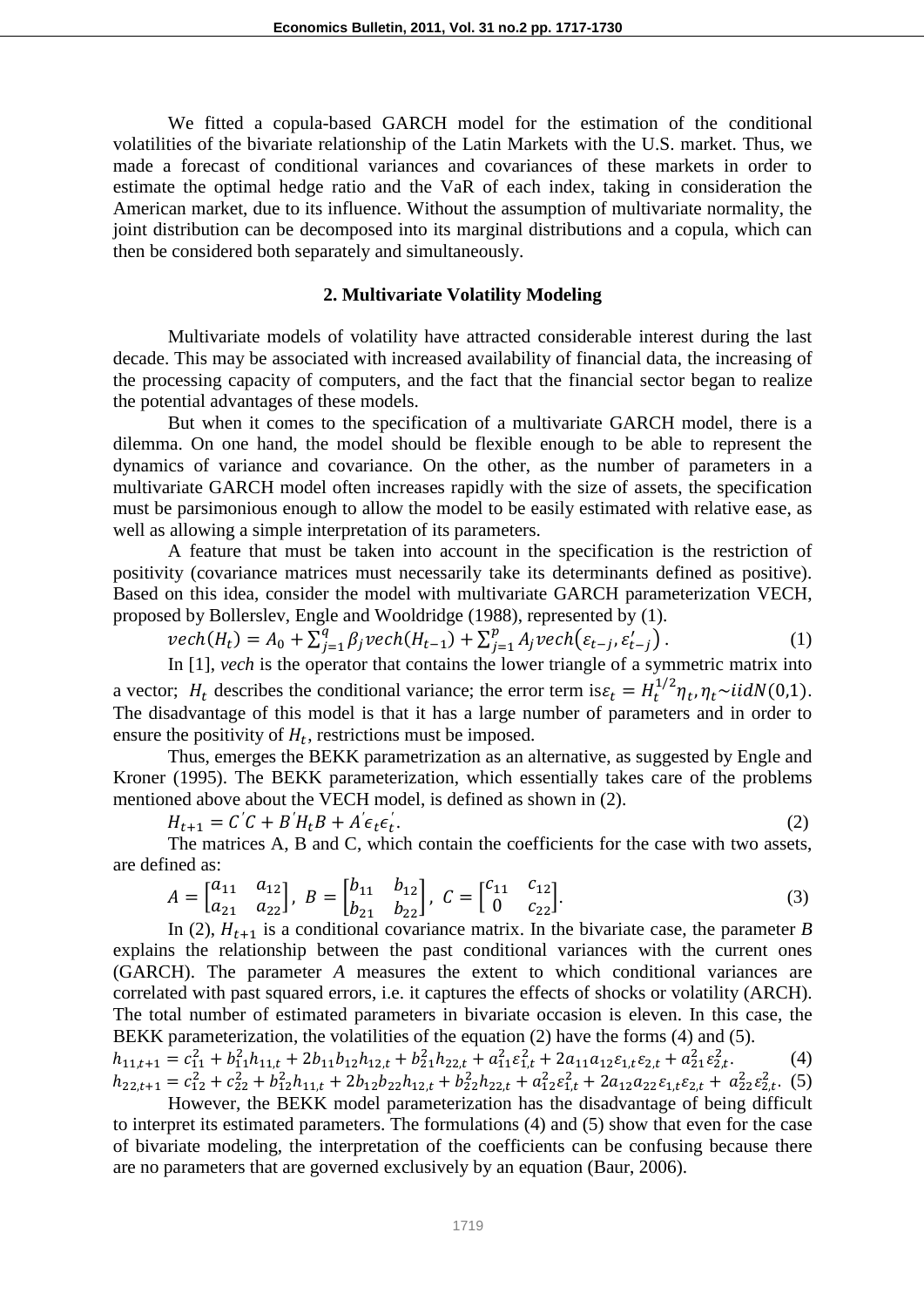We fitted a copula-based GARCH model for the estimation of the conditional volatilities of the bivariate relationship of the Latin Markets with the U.S. market. Thus, we made a forecast of conditional variances and covariances of these markets in order to estimate the optimal hedge ratio and the VaR of each index, taking in consideration the American market, due to its influence. Without the assumption of multivariate normality, the joint distribution can be decomposed into its marginal distributions and a copula, which can then be considered both separately and simultaneously.

## 2. Multivariate Volatility Modeling

Multivariate models of volatility have attracted considerable interest during the last decade. This may be associated with increased availability of financial data, the increasing of the processing capacity of computers, and the fact that the financial sector began to realize the potential advantages of these models.

But when it comes to the specification of a multivariate GARCH model, there is a dilemma. On one hand, the model should be flexible enough to be able to represent the dynamics of variance and covariance. On the other, as the number of parameters in a multivariate GARCH model often increases rapidly with the size of assets, the specification must be parsimonious enough to allow the model to be easily estimated with relative ease, as well as allowing a simple interpretation of its parameters.

A feature that must be taken into account in the specification is the restriction of positivity (covariance matrices must necessarily take its determinants defined as positive). Based on this idea, consider the model with multivariate GARCH parameterization VECH, proposed by Bollerslev, Engle and Wooldridge (1988), represented by (1).

$$vech(H_t) = A_0 + \sum_{j=1}^{q} \beta_j vech(H_{t-1}) + \sum_{j=1}^{p} A_j vech(\varepsilon_{t-j}, \varepsilon'_{t-j}) \,. \quad (1)$$

In [1], *vech* is the operator that contains the lower triangle of a symmetric matrix into a vector; $H_t$ describes the conditional variance; the error term is $\varepsilon_t = H_t^{1/2}\eta_t, \eta_t \sim iidN(0,1)$. The disadvantage of this model is that it has a large number of parameters and in order to ensure the positivity of $H_t$, restrictions must be imposed.

Thus, emerges the BEKK parametrization as an alternative, as suggested by Engle and Kroner (1995). The BEKK parameterization, which essentially takes care of the problems mentioned above about the VECH model, is defined as shown in (2).

$$H_{t+1} = C'C + B'H_t B + A'\epsilon_t \epsilon_t'. \quad (2)$$

The matrices A, B and C, which contain the coefficients for the case with two assets, are defined as:

$$A = \begin{bmatrix} a_{11} & a_{12} \\ a_{21} & a_{22} \end{bmatrix},\ B = \begin{bmatrix} b_{11} & b_{12} \\ b_{21} & b_{22} \end{bmatrix},\ C = \begin{bmatrix} c_{11} & c_{12} \\ 0 & c_{22} \end{bmatrix}. \quad (3)$$

In (2), $H_{t+1}$ is a conditional covariance matrix. In the bivariate case, the parameter *B* explains the relationship between the past conditional variances with the current ones (GARCH). The parameter *A* measures the extent to which conditional variances are correlated with past squared errors, i.e. it captures the effects of shocks or volatility (ARCH). The total number of estimated parameters in bivariate occasion is eleven. In this case, the BEKK parameterization, the volatilities of the equation (2) have the forms (4) and (5).

$$h_{11,t+1} = c_{11}^2 + b_{11}^2 h_{11,t} + 2b_{11}b_{12}h_{12,t} + b_{21}^2 h_{22,t} + a_{11}^2 \varepsilon_{1,t}^2 + 2a_{11}a_{12}\varepsilon_{1,t}\varepsilon_{2,t} + a_{21}^2 \varepsilon_{2,t}^2. \quad (4)$$

$$h_{22,t+1} = c_{12}^2 + c_{22}^2 + b_{12}^2 h_{11,t} + 2b_{12}b_{22}h_{12,t} + b_{22}^2 h_{22,t} + a_{12}^2 \varepsilon_{1,t}^2 + 2a_{12}a_{22}\varepsilon_{1,t}\varepsilon_{2,t} + a_{22}^2 \varepsilon_{2,t}^2. \quad (5)$$

However, the BEKK model parameterization has the disadvantage of being difficult to interpret its estimated parameters. The formulations (4) and (5) show that even for the case of bivariate modeling, the interpretation of the coefficients can be confusing because there are no parameters that are governed exclusively by an equation (Baur, 2006).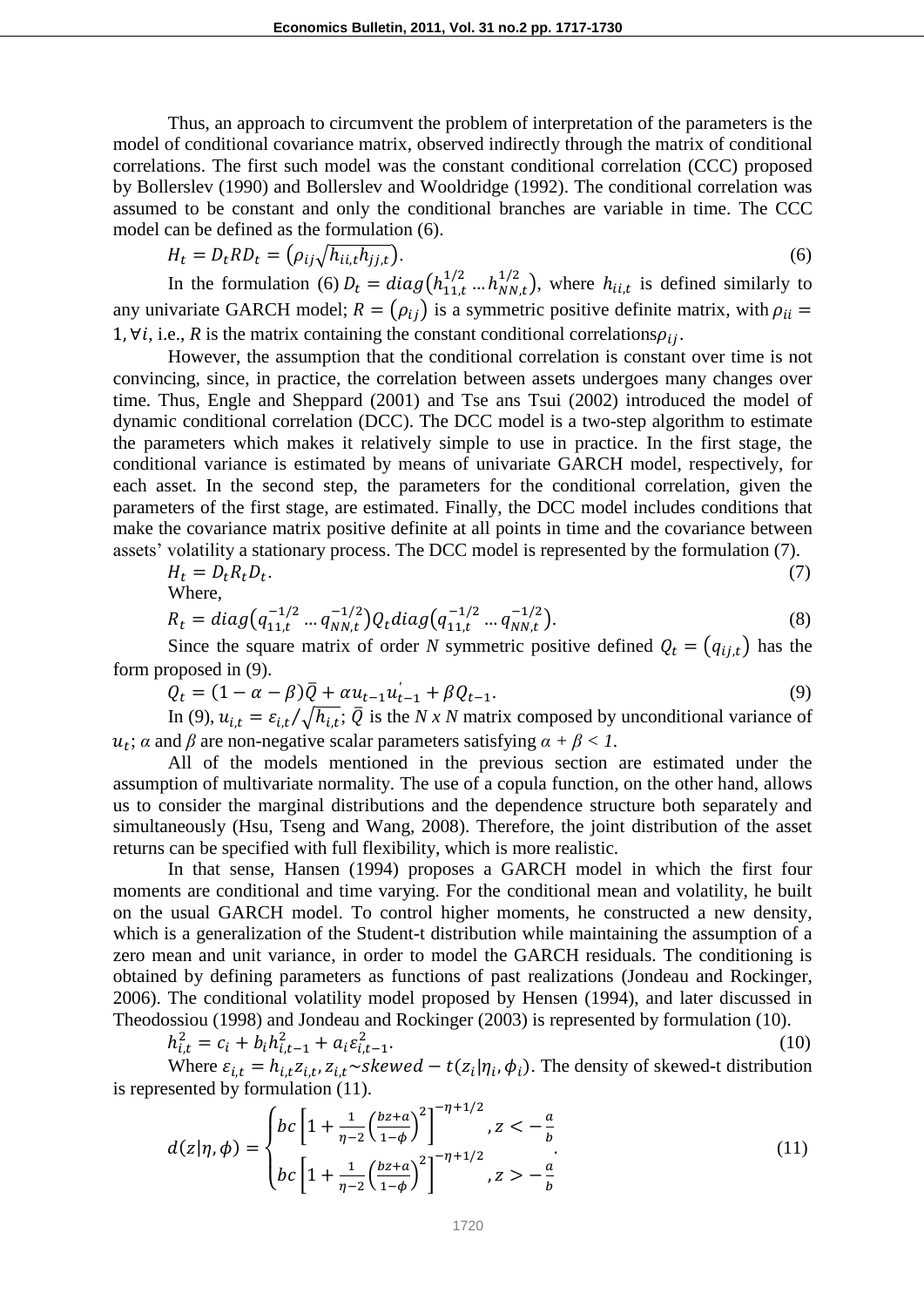Thus, an approach to circumvent the problem of interpretation of the parameters is the model of conditional covariance matrix, observed indirectly through the matrix of conditional correlations. The first such model was the constant conditional correlation (CCC) proposed by Bollerslev (1990) and Bollerslev and Wooldridge (1992). The conditional correlation was assumed to be constant and only the conditional branches are variable in time. The CCC model can be defined as the formulation (6).

$$H_t = D_t R D_t = \left(\rho_{ij}\sqrt{h_{ii,t}h_{jj,t}}\right). \tag{6}$$

In the formulation (6) $D_t = diag\left(h_{11,t}^{1/2} \dots h_{NN,t}^{1/2}\right)$, where $h_{ii,t}$ is defined similarly to any univariate GARCH model; $R = \left(\rho_{ij}\right)$ is a symmetric positive definite matrix, with $\rho_{ii} = 1, \forall i$, i.e., *R* is the matrix containing the constant conditional correlations$\rho_{ij}$.

However, the assumption that the conditional correlation is constant over time is not convincing, since, in practice, the correlation between assets undergoes many changes over time. Thus, Engle and Sheppard (2001) and Tse ans Tsui (2002) introduced the model of dynamic conditional correlation (DCC). The DCC model is a two-step algorithm to estimate the parameters which makes it relatively simple to use in practice. In the first stage, the conditional variance is estimated by means of univariate GARCH model, respectively, for each asset. In the second step, the parameters for the conditional correlation, given the parameters of the first stage, are estimated. Finally, the DCC model includes conditions that make the covariance matrix positive definite at all points in time and the covariance between assets' volatility a stationary process. The DCC model is represented by the formulation (7).

$$H_t = D_t R_t D_t. \tag{7}$$

Where,

$$R_t = diag\left(q_{11,t}^{-1/2} \dots q_{NN,t}^{-1/2}\right) Q_t \, diag\left(q_{11,t}^{-1/2} \dots q_{NN,t}^{-1/2}\right). \tag{8}$$

Since the square matrix of order *N* symmetric positive defined $Q_t = \left(q_{ij,t}\right)$ has the form proposed in (9).

$$Q_t = (1 - \alpha - \beta)\bar{Q} + \alpha u_{t-1}u_{t-1}^{'} + \beta Q_{t-1}. \tag{9}$$

In (9), $u_{i,t} = \varepsilon_{i,t}/\sqrt{h_{i,t}}$; $\bar{Q}$ is the *N x N* matrix composed by unconditional variance of $u_t$; *α* and *β* are non-negative scalar parameters satisfying *α + β < 1*.

All of the models mentioned in the previous section are estimated under the assumption of multivariate normality. The use of a copula function, on the other hand, allows us to consider the marginal distributions and the dependence structure both separately and simultaneously (Hsu, Tseng and Wang, 2008). Therefore, the joint distribution of the asset returns can be specified with full flexibility, which is more realistic.

In that sense, Hansen (1994) proposes a GARCH model in which the first four moments are conditional and time varying. For the conditional mean and volatility, he built on the usual GARCH model. To control higher moments, he constructed a new density, which is a generalization of the Student-t distribution while maintaining the assumption of a zero mean and unit variance, in order to model the GARCH residuals. The conditioning is obtained by defining parameters as functions of past realizations (Jondeau and Rockinger, 2006). The conditional volatility model proposed by Hensen (1994), and later discussed in Theodossiou (1998) and Jondeau and Rockinger (2003) is represented by formulation (10).

$$h_{i,t}^2 = c_i + b_i h_{i,t-1}^2 + a_i \varepsilon_{i,t-1}^2. \tag{10}$$

Where $\varepsilon_{i,t} = h_{i,t} z_{i,t}, z_{i,t} \sim skewed - t(z_i|\eta_i, \phi_i)$. The density of skewed-t distribution is represented by formulation (11).

$$d(z|\eta,\phi) = \begin{cases} bc\left[1 + \frac{1}{\eta-2}\left(\frac{bz+a}{1-\phi}\right)^2\right]^{-\eta+1/2}, z < -\frac{a}{b} \\ bc\left[1 + \frac{1}{\eta-2}\left(\frac{bz+a}{1-\phi}\right)^2\right]^{-\eta+1/2}, z > -\frac{a}{b} \end{cases}. \tag{11}$$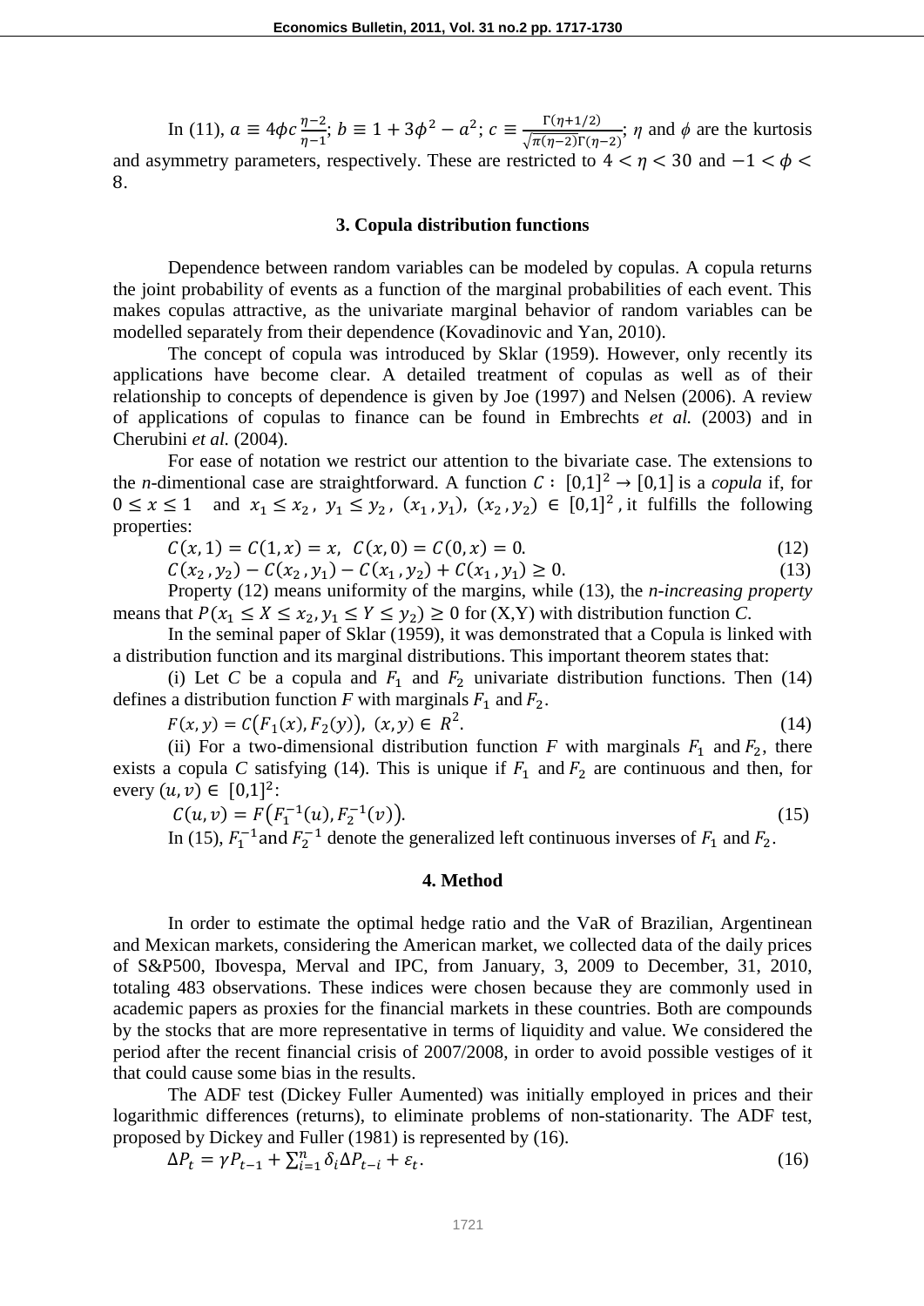In (11), $a \equiv 4\phi c \frac{\eta-2}{\eta-1}$; $b \equiv 1 + 3\phi^2 - a^2$; $c \equiv \frac{\Gamma(\eta+1/2)}{\sqrt{\pi(\eta-2)}\Gamma(\eta-2)}$; $\eta$ and $\phi$ are the kurtosis and asymmetry parameters, respectively. These are restricted to $4 < \eta < 30$ and $-1 < \phi < 8$.

### 3. Copula distribution functions

Dependence between random variables can be modeled by copulas. A copula returns the joint probability of events as a function of the marginal probabilities of each event. This makes copulas attractive, as the univariate marginal behavior of random variables can be modelled separately from their dependence (Kovadinovic and Yan, 2010).

The concept of copula was introduced by Sklar (1959). However, only recently its applications have become clear. A detailed treatment of copulas as well as of their relationship to concepts of dependence is given by Joe (1997) and Nelsen (2006). A review of applications of copulas to finance can be found in Embrechts *et al.* (2003) and in Cherubini *et al.* (2004).

For ease of notation we restrict our attention to the bivariate case. The extensions to the *n*-dimentional case are straightforward. A function $C: [0,1]^2 \rightarrow [0,1]$ is a *copula* if, for $0 \leq x \leq 1$ and $x_1 \leq x_2$, $y_1 \leq y_2$, $(x_1, y_1)$, $(x_2, y_2) \in [0,1]^2$, it fulfills the following properties:

$$C(x,1) = C(1,x) = x, \;\; C(x,0) = C(0,x) = 0. \tag{12}$$

$$C(x_2, y_2) - C(x_2, y_1) - C(x_1, y_2) + C(x_1, y_1) \geq 0. \tag{13}$$

Property (12) means uniformity of the margins, while (13), the *n-increasing property* means that $P(x_1 \leq X \leq x_2, y_1 \leq Y \leq y_2) \geq 0$ for (X,Y) with distribution function *C*.

In the seminal paper of Sklar (1959), it was demonstrated that a Copula is linked with a distribution function and its marginal distributions. This important theorem states that:

(i) Let *C* be a copula and $F_1$ and $F_2$ univariate distribution functions. Then (14) defines a distribution function *F* with marginals $F_1$ and $F_2$.

$$F(x,y) = C\big(F_1(x), F_2(y)\big), \;\; (x,y) \in R^2. \tag{14}$$

(ii) For a two-dimensional distribution function *F* with marginals $F_1$ and $F_2$, there exists a copula *C* satisfying (14). This is unique if $F_1$ and $F_2$ are continuous and then, for every $(u,v) \in [0,1]^2$:

$$C(u,v) = F\big(F_1^{-1}(u), F_2^{-1}(v)\big). \tag{15}$$

In (15), $F_1^{-1}$ and $F_2^{-1}$ denote the generalized left continuous inverses of $F_1$ and $F_2$.

### 4. Method

In order to estimate the optimal hedge ratio and the VaR of Brazilian, Argentinean and Mexican markets, considering the American market, we collected data of the daily prices of S&P500, Ibovespa, Merval and IPC, from January, 3, 2009 to December, 31, 2010, totaling 483 observations. These indices were chosen because they are commonly used in academic papers as proxies for the financial markets in these countries. Both are compounds by the stocks that are more representative in terms of liquidity and value. We considered the period after the recent financial crisis of 2007/2008, in order to avoid possible vestiges of it that could cause some bias in the results.

The ADF test (Dickey Fuller Aumented) was initially employed in prices and their logarithmic differences (returns), to eliminate problems of non-stationarity. The ADF test, proposed by Dickey and Fuller (1981) is represented by (16).

$$\Delta P_t = \gamma P_{t-1} + \sum_{i=1}^{n} \delta_i \Delta P_{t-i} + \varepsilon_t. \tag{16}$$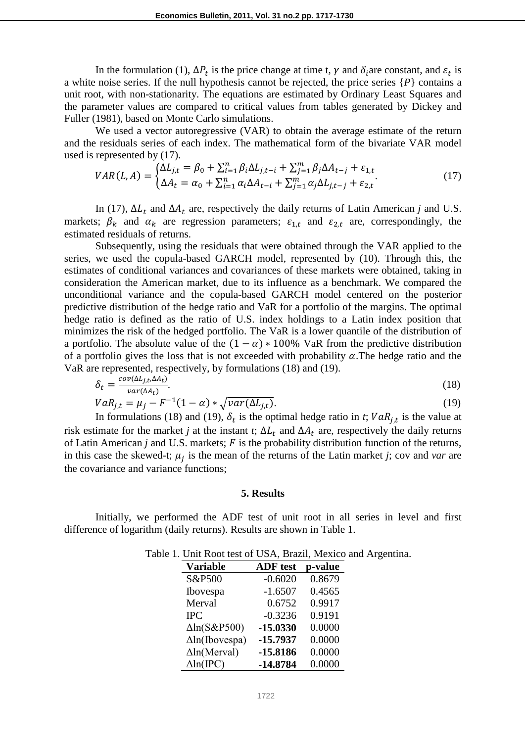In the formulation (1), $\Delta P_t$ is the price change at time t, $\gamma$ and $\delta_i$are constant, and $\varepsilon_t$ is a white noise series. If the null hypothesis cannot be rejected, the price series $\{P\}$ contains a unit root, with non-stationarity. The equations are estimated by Ordinary Least Squares and the parameter values are compared to critical values from tables generated by Dickey and Fuller (1981), based on Monte Carlo simulations.

We used a vector autoregressive (VAR) to obtain the average estimate of the return and the residuals series of each index. The mathematical form of the bivariate VAR model used is represented by (17).

$$VAR(L,A) = \begin{cases} \Delta L_{j,t} = \beta_0 + \sum_{i=1}^{n} \beta_i \Delta L_{j,t-i} + \sum_{j=1}^{m} \beta_j \Delta A_{t-j} + \varepsilon_{1,t} \\ \Delta A_t = \alpha_0 + \sum_{i=1}^{n} \alpha_i \Delta A_{t-i} + \sum_{j=1}^{m} \alpha_j \Delta L_{j,t-j} + \varepsilon_{2,t} \end{cases}. \tag{17}$$

In (17), $\Delta L_t$ and $\Delta A_t$ are, respectively the daily returns of Latin American *j* and U.S. markets; $\beta_k$ and $\alpha_k$ are regression parameters; $\varepsilon_{1,t}$ and $\varepsilon_{2,t}$ are, correspondingly, the estimated residuals of returns.

Subsequently, using the residuals that were obtained through the VAR applied to the series, we used the copula-based GARCH model, represented by (10). Through this, the estimates of conditional variances and covariances of these markets were obtained, taking in consideration the American market, due to its influence as a benchmark. We compared the unconditional variance and the copula-based GARCH model centered on the posterior predictive distribution of the hedge ratio and VaR for a portfolio of the margins. The optimal hedge ratio is defined as the ratio of U.S. index holdings to a Latin index position that minimizes the risk of the hedged portfolio. The VaR is a lower quantile of the distribution of a portfolio. The absolute value of the $(1-\alpha)*100\%$ VaR from the predictive distribution of a portfolio gives the loss that is not exceeded with probability $\alpha$.The hedge ratio and the VaR are represented, respectively, by formulations (18) and (19).

$$\delta_t = \frac{cov(\Delta L_{j,t}, \Delta A_t)}{var(\Delta A_t)}. \tag{18}$$

$$VaR_{j,t} = \mu_j - F^{-1}(1-\alpha) * \sqrt{var(\Delta L_{j,t})}. \tag{19}$$

In formulations (18) and (19), $\delta_t$ is the optimal hedge ratio in *t*; $VaR_{j,t}$ is the value at risk estimate for the market *j* at the instant *t*; $\Delta L_t$ and $\Delta A_t$ are, respectively the daily returns of Latin American *j* and U.S. markets; $F$ is the probability distribution function of the returns, in this case the skewed-t; $\mu_j$ is the mean of the returns of the Latin market *j*; cov and *var* are the covariance and variance functions;

## 5. Results

Initially, we performed the ADF test of unit root in all series in level and first difference of logarithm (daily returns). Results are shown in Table 1.

Table 1. Unit Root test of USA, Brazil, Mexico and Argentina.

| Variable | ADF test | p-value |
|---|---|---|
| S&P500 | -0.6020 | 0.8679 |
| Ibovespa | -1.6507 | 0.4565 |
| Merval | 0.6752 | 0.9917 |
| IPC | -0.3236 | 0.9191 |
| $\Delta$ln(S&P500) | **-15.0330** | 0.0000 |
| $\Delta$ln(Ibovespa) | **-15.7937** | 0.0000 |
| $\Delta$ln(Merval) | **-15.8186** | 0.0000 |
| $\Delta$ln(IPC) | **-14.8784** | 0.0000 |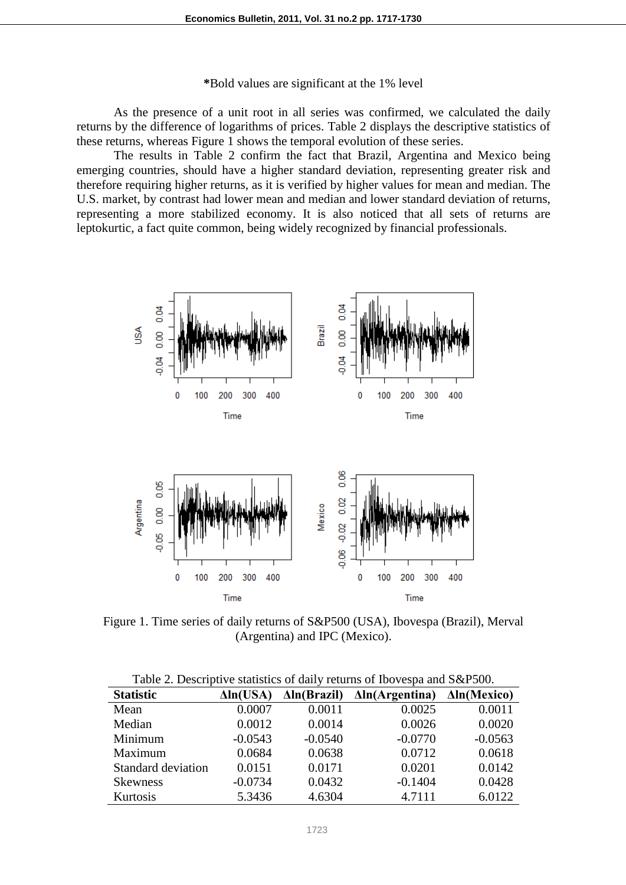*Bold values are significant at the 1% level

As the presence of a unit root in all series was confirmed, we calculated the daily returns by the difference of logarithms of prices. Table 2 displays the descriptive statistics of these returns, whereas Figure 1 shows the temporal evolution of these series.

The results in Table 2 confirm the fact that Brazil, Argentina and Mexico being emerging countries, should have a higher standard deviation, representing greater risk and therefore requiring higher returns, as it is verified by higher values for mean and median. The U.S. market, by contrast had lower mean and median and lower standard deviation of returns, representing a more stabilized economy. It is also noticed that all sets of returns are leptokurtic, a fact quite common, being widely recognized by financial professionals.

Figure 1. Time series of daily returns of S&P500 (USA), Ibovespa (Brazil), Merval (Argentina) and IPC (Mexico).

Table 2. Descriptive statistics of daily returns of Ibovespa and S&P500.

| Statistic | Δln(USA) | Δln(Brazil) | Δln(Argentina) | Δln(Mexico) |
|---|---|---|---|---|
| Mean | 0.0007 | 0.0011 | 0.0025 | 0.0011 |
| Median | 0.0012 | 0.0014 | 0.0026 | 0.0020 |
| Minimum | -0.0543 | -0.0540 | -0.0770 | -0.0563 |
| Maximum | 0.0684 | 0.0638 | 0.0712 | 0.0618 |
| Standard deviation | 0.0151 | 0.0171 | 0.0201 | 0.0142 |
| Skewness | -0.0734 | 0.0432 | -0.1404 | 0.0428 |
| Kurtosis | 5.3436 | 4.6304 | 4.7111 | 6.0122 |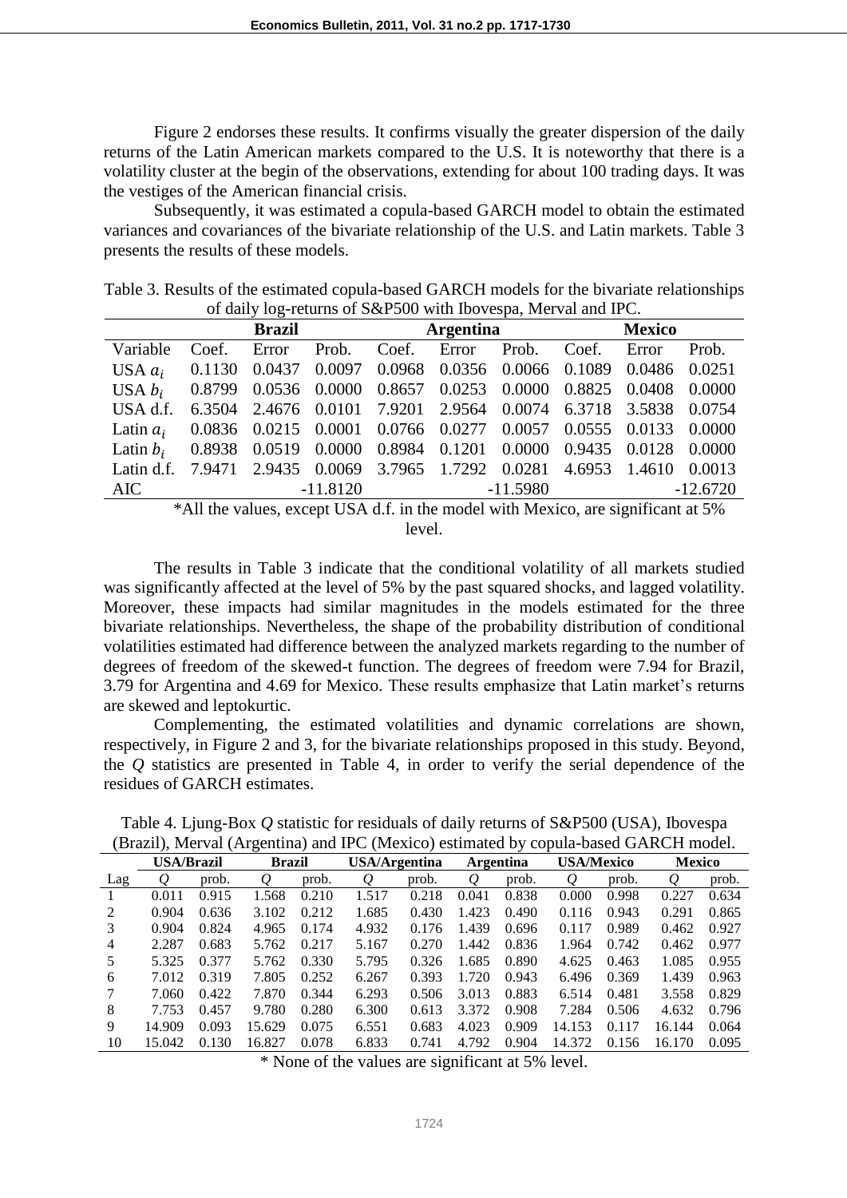Figure 2 endorses these results. It confirms visually the greater dispersion of the daily returns of the Latin American markets compared to the U.S. It is noteworthy that there is a volatility cluster at the begin of the observations, extending for about 100 trading days. It was the vestiges of the American financial crisis.

Subsequently, it was estimated a copula-based GARCH model to obtain the estimated variances and covariances of the bivariate relationship of the U.S. and Latin markets. Table 3 presents the results of these models.

Table 3. Results of the estimated copula-based GARCH models for the bivariate relationships of daily log-returns of S&P500 with Ibovespa, Merval and IPC.

| | **Brazil** | | | **Argentina** | | | **Mexico** | | |
|---|---|---|---|---|---|---|---|---|---|
| Variable | Coef. | Error | Prob. | Coef. | Error | Prob. | Coef. | Error | Prob. |
| USA $a_i$ | 0.1130 | 0.0437 | 0.0097 | 0.0968 | 0.0356 | 0.0066 | 0.1089 | 0.0486 | 0.0251 |
| USA $b_i$ | 0.8799 | 0.0536 | 0.0000 | 0.8657 | 0.0253 | 0.0000 | 0.8825 | 0.0408 | 0.0000 |
| USA d.f. | 6.3504 | 2.4676 | 0.0101 | 7.9201 | 2.9564 | 0.0074 | 6.3718 | 3.5838 | 0.0754 |
| Latin $a_i$ | 0.0836 | 0.0215 | 0.0001 | 0.0766 | 0.0277 | 0.0057 | 0.0555 | 0.0133 | 0.0000 |
| Latin $b_i$ | 0.8938 | 0.0519 | 0.0000 | 0.8984 | 0.1201 | 0.0000 | 0.9435 | 0.0128 | 0.0000 |
| Latin d.f. | 7.9471 | 2.9435 | 0.0069 | 3.7965 | 1.7292 | 0.0281 | 4.6953 | 1.4610 | 0.0013 |
| AIC | | | -11.8120 | | | -11.5980 | | | -12.6720 |

*All the values, except USA d.f. in the model with Mexico, are significant at 5% level.

The results in Table 3 indicate that the conditional volatility of all markets studied was significantly affected at the level of 5% by the past squared shocks, and lagged volatility. Moreover, these impacts had similar magnitudes in the models estimated for the three bivariate relationships. Nevertheless, the shape of the probability distribution of conditional volatilities estimated had difference between the analyzed markets regarding to the number of degrees of freedom of the skewed-t function. The degrees of freedom were 7.94 for Brazil, 3.79 for Argentina and 4.69 for Mexico. These results emphasize that Latin market's returns are skewed and leptokurtic.

Complementing, the estimated volatilities and dynamic correlations are shown, respectively, in Figure 2 and 3, for the bivariate relationships proposed in this study. Beyond, the *Q* statistics are presented in Table 4, in order to verify the serial dependence of the residues of GARCH estimates.

Table 4. Ljung-Box *Q* statistic for residuals of daily returns of S&P500 (USA), Ibovespa (Brazil), Merval (Argentina) and IPC (Mexico) estimated by copula-based GARCH model.

| | **USA/Brazil** | | **Brazil** | | **USA/Argentina** | | **Argentina** | | **USA/Mexico** | | **Mexico** | |
|---|---|---|---|---|---|---|---|---|---|---|---|---|
| Lag | *Q* | prob. | *Q* | prob. | *Q* | prob. | *Q* | prob. | *Q* | prob. | *Q* | prob. |
| 1 | 0.011 | 0.915 | 1.568 | 0.210 | 1.517 | 0.218 | 0.041 | 0.838 | 0.000 | 0.998 | 0.227 | 0.634 |
| 2 | 0.904 | 0.636 | 3.102 | 0.212 | 1.685 | 0.430 | 1.423 | 0.490 | 0.116 | 0.943 | 0.291 | 0.865 |
| 3 | 0.904 | 0.824 | 4.965 | 0.174 | 4.932 | 0.176 | 1.439 | 0.696 | 0.117 | 0.989 | 0.462 | 0.927 |
| 4 | 2.287 | 0.683 | 5.762 | 0.217 | 5.167 | 0.270 | 1.442 | 0.836 | 1.964 | 0.742 | 0.462 | 0.977 |
| 5 | 5.325 | 0.377 | 5.762 | 0.330 | 5.795 | 0.326 | 1.685 | 0.890 | 4.625 | 0.463 | 1.085 | 0.955 |
| 6 | 7.012 | 0.319 | 7.805 | 0.252 | 6.267 | 0.393 | 1.720 | 0.943 | 6.496 | 0.369 | 1.439 | 0.963 |
| 7 | 7.060 | 0.422 | 7.870 | 0.344 | 6.293 | 0.506 | 3.013 | 0.883 | 6.514 | 0.481 | 3.558 | 0.829 |
| 8 | 7.753 | 0.457 | 9.780 | 0.280 | 6.300 | 0.613 | 3.372 | 0.908 | 7.284 | 0.506 | 4.632 | 0.796 |
| 9 | 14.909 | 0.093 | 15.629 | 0.075 | 6.551 | 0.683 | 4.023 | 0.909 | 14.153 | 0.117 | 16.144 | 0.064 |
| 10 | 15.042 | 0.130 | 16.827 | 0.078 | 6.833 | 0.741 | 4.792 | 0.904 | 14.372 | 0.156 | 16.170 | 0.095 |

* None of the values are significant at 5% level.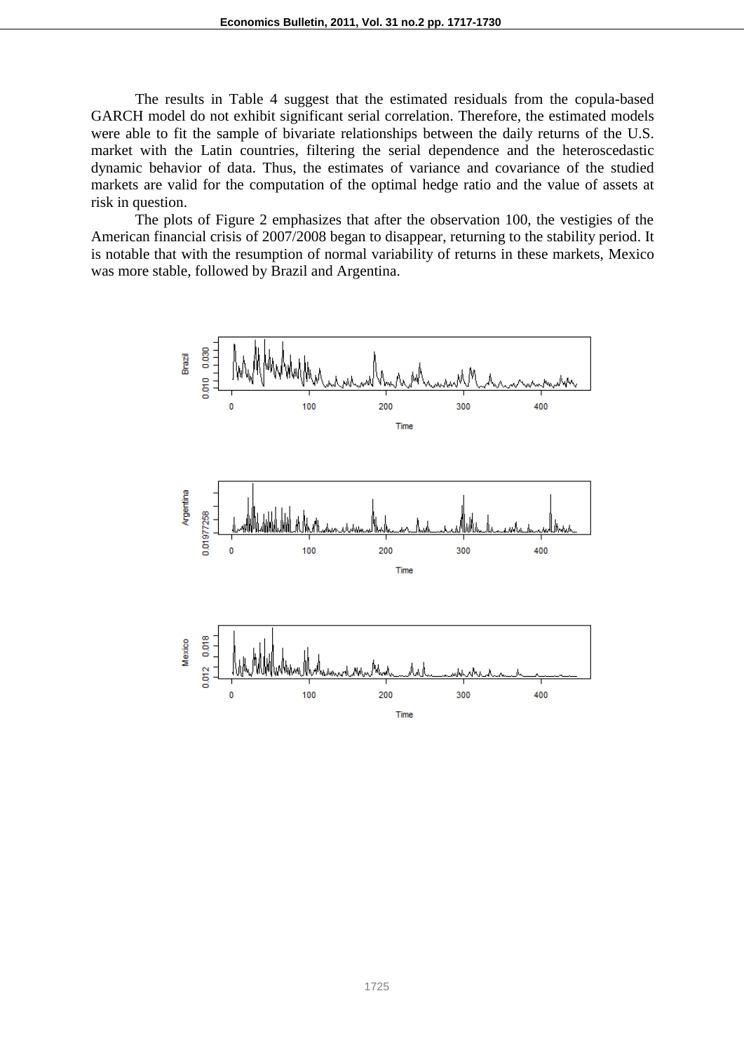The results in Table 4 suggest that the estimated residuals from the copula-based GARCH model do not exhibit significant serial correlation. Therefore, the estimated models were able to fit the sample of bivariate relationships between the daily returns of the U.S. market with the Latin countries, filtering the serial dependence and the heteroscedastic dynamic behavior of data. Thus, the estimates of variance and covariance of the studied markets are valid for the computation of the optimal hedge ratio and the value of assets at risk in question.

The plots of Figure 2 emphasizes that after the observation 100, the vestigies of the American financial crisis of 2007/2008 began to disappear, returning to the stability period. It is notable that with the resumption of normal variability of returns in these markets, Mexico was more stable, followed by Brazil and Argentina.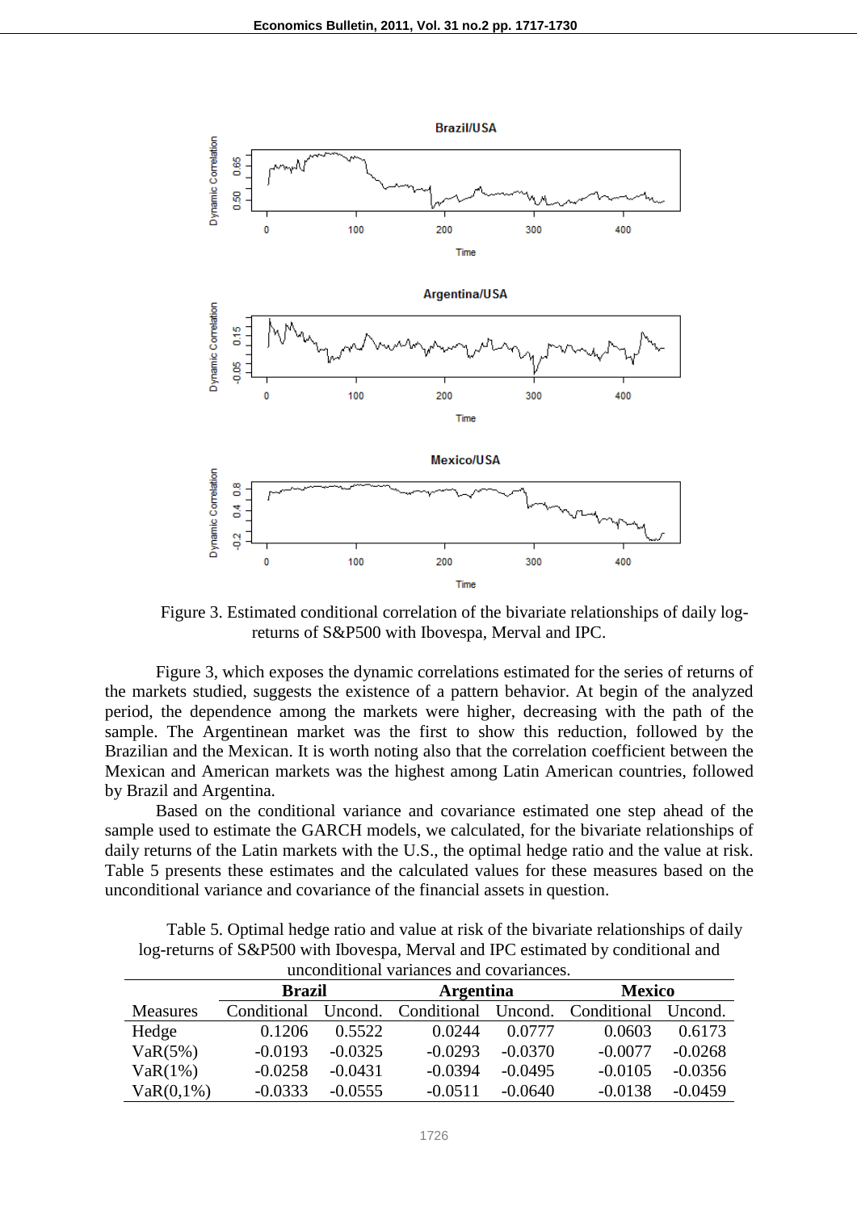Figure 3. Estimated conditional correlation of the bivariate relationships of daily log-returns of S&P500 with Ibovespa, Merval and IPC.

Figure 3, which exposes the dynamic correlations estimated for the series of returns of the markets studied, suggests the existence of a pattern behavior. At begin of the analyzed period, the dependence among the markets were higher, decreasing with the path of the sample. The Argentinean market was the first to show this reduction, followed by the Brazilian and the Mexican. It is worth noting also that the correlation coefficient between the Mexican and American markets was the highest among Latin American countries, followed by Brazil and Argentina.

Based on the conditional variance and covariance estimated one step ahead of the sample used to estimate the GARCH models, we calculated, for the bivariate relationships of daily returns of the Latin markets with the U.S., the optimal hedge ratio and the value at risk. Table 5 presents these estimates and the calculated values for these measures based on the unconditional variance and covariance of the financial assets in question.

Table 5. Optimal hedge ratio and value at risk of the bivariate relationships of daily log-returns of S&P500 with Ibovespa, Merval and IPC estimated by conditional and unconditional variances and covariances.

| | **Brazil** | | **Argentina** | | **Mexico** | |
|---|---|---|---|---|---|---|
| Measures | Conditional | Uncond. | Conditional | Uncond. | Conditional | Uncond. |
| Hedge | 0.1206 | 0.5522 | 0.0244 | 0.0777 | 0.0603 | 0.6173 |
| VaR(5%) | -0.0193 | -0.0325 | -0.0293 | -0.0370 | -0.0077 | -0.0268 |
| VaR(1%) | -0.0258 | -0.0431 | -0.0394 | -0.0495 | -0.0105 | -0.0356 |
| VaR(0,1%) | -0.0333 | -0.0555 | -0.0511 | -0.0640 | -0.0138 | -0.0459 |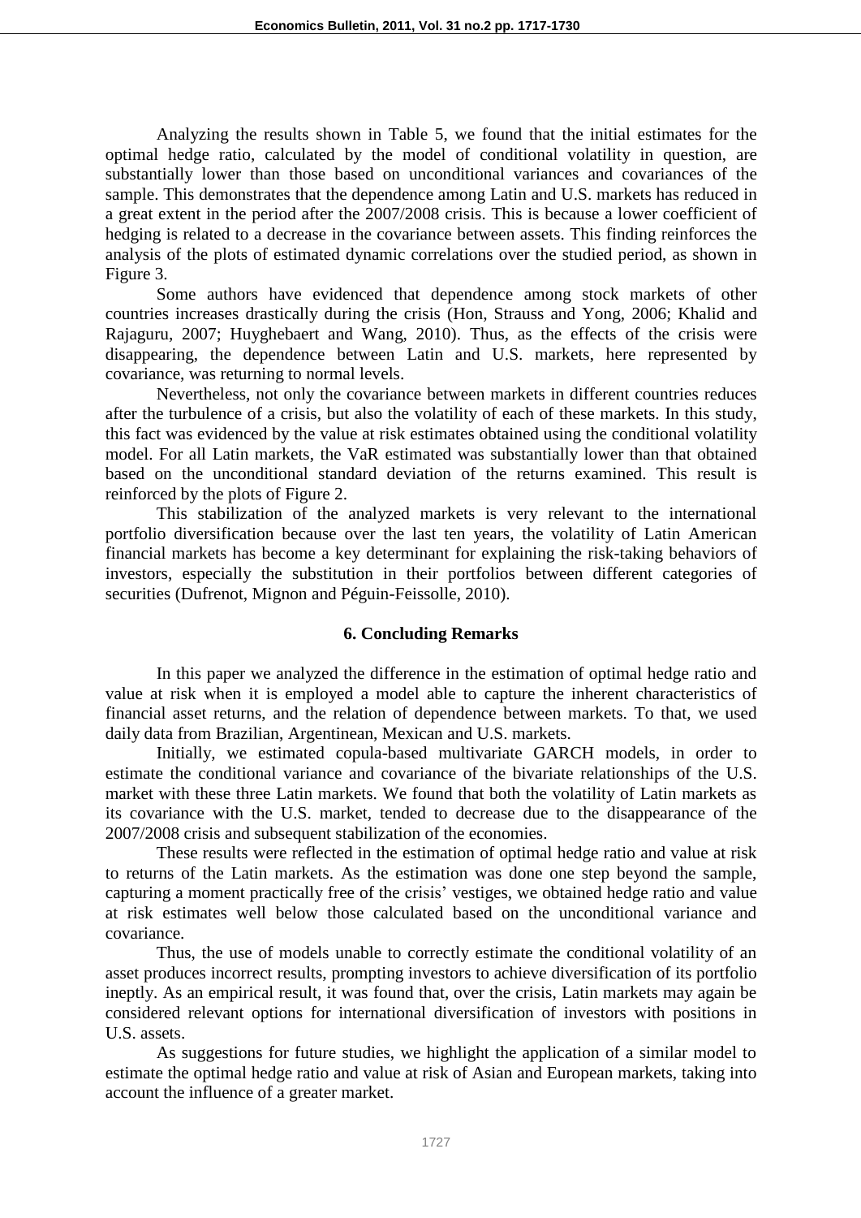Analyzing the results shown in Table 5, we found that the initial estimates for the optimal hedge ratio, calculated by the model of conditional volatility in question, are substantially lower than those based on unconditional variances and covariances of the sample. This demonstrates that the dependence among Latin and U.S. markets has reduced in a great extent in the period after the 2007/2008 crisis. This is because a lower coefficient of hedging is related to a decrease in the covariance between assets. This finding reinforces the analysis of the plots of estimated dynamic correlations over the studied period, as shown in Figure 3.

Some authors have evidenced that dependence among stock markets of other countries increases drastically during the crisis (Hon, Strauss and Yong, 2006; Khalid and Rajaguru, 2007; Huyghebaert and Wang, 2010). Thus, as the effects of the crisis were disappearing, the dependence between Latin and U.S. markets, here represented by covariance, was returning to normal levels.

Nevertheless, not only the covariance between markets in different countries reduces after the turbulence of a crisis, but also the volatility of each of these markets. In this study, this fact was evidenced by the value at risk estimates obtained using the conditional volatility model. For all Latin markets, the VaR estimated was substantially lower than that obtained based on the unconditional standard deviation of the returns examined. This result is reinforced by the plots of Figure 2.

This stabilization of the analyzed markets is very relevant to the international portfolio diversification because over the last ten years, the volatility of Latin American financial markets has become a key determinant for explaining the risk-taking behaviors of investors, especially the substitution in their portfolios between different categories of securities (Dufrenot, Mignon and Péguin-Feissolle, 2010).

## 6. Concluding Remarks

In this paper we analyzed the difference in the estimation of optimal hedge ratio and value at risk when it is employed a model able to capture the inherent characteristics of financial asset returns, and the relation of dependence between markets. To that, we used daily data from Brazilian, Argentinean, Mexican and U.S. markets.

Initially, we estimated copula-based multivariate GARCH models, in order to estimate the conditional variance and covariance of the bivariate relationships of the U.S. market with these three Latin markets. We found that both the volatility of Latin markets as its covariance with the U.S. market, tended to decrease due to the disappearance of the 2007/2008 crisis and subsequent stabilization of the economies.

These results were reflected in the estimation of optimal hedge ratio and value at risk to returns of the Latin markets. As the estimation was done one step beyond the sample, capturing a moment practically free of the crisis' vestiges, we obtained hedge ratio and value at risk estimates well below those calculated based on the unconditional variance and covariance.

Thus, the use of models unable to correctly estimate the conditional volatility of an asset produces incorrect results, prompting investors to achieve diversification of its portfolio ineptly. As an empirical result, it was found that, over the crisis, Latin markets may again be considered relevant options for international diversification of investors with positions in U.S. assets.

As suggestions for future studies, we highlight the application of a similar model to estimate the optimal hedge ratio and value at risk of Asian and European markets, taking into account the influence of a greater market.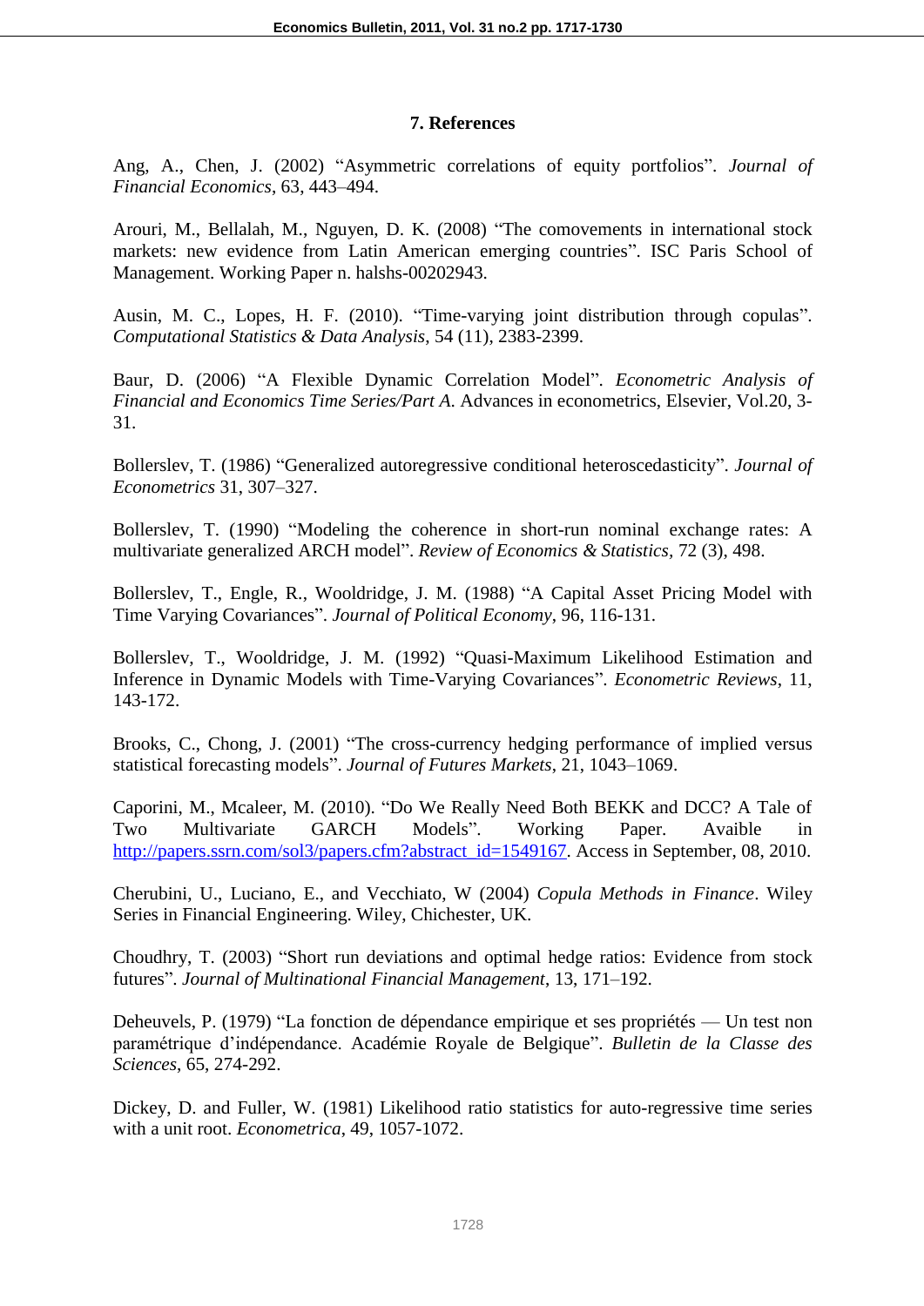## 7. References

Ang, A., Chen, J. (2002) "Asymmetric correlations of equity portfolios". *Journal of Financial Economics*, 63, 443–494.

Arouri, M., Bellalah, M., Nguyen, D. K. (2008) "The comovements in international stock markets: new evidence from Latin American emerging countries". ISC Paris School of Management. Working Paper n. halshs-00202943.

Ausin, M. C., Lopes, H. F. (2010). "Time-varying joint distribution through copulas". *Computational Statistics & Data Analysis*, 54 (11), 2383-2399.

Baur, D. (2006) "A Flexible Dynamic Correlation Model". *Econometric Analysis of Financial and Economics Time Series/Part A*. Advances in econometrics, Elsevier, Vol.20, 3-31.

Bollerslev, T. (1986) "Generalized autoregressive conditional heteroscedasticity". *Journal of Econometrics* 31, 307–327.

Bollerslev, T. (1990) "Modeling the coherence in short-run nominal exchange rates: A multivariate generalized ARCH model". *Review of Economics & Statistics*, 72 (3), 498.

Bollerslev, T., Engle, R., Wooldridge, J. M. (1988) "A Capital Asset Pricing Model with Time Varying Covariances". *Journal of Political Economy*, 96, 116-131.

Bollerslev, T., Wooldridge, J. M. (1992) "Quasi-Maximum Likelihood Estimation and Inference in Dynamic Models with Time-Varying Covariances". *Econometric Reviews*, 11, 143-172.

Brooks, C., Chong, J. (2001) "The cross-currency hedging performance of implied versus statistical forecasting models". *Journal of Futures Markets*, 21, 1043–1069.

Caporini, M., Mcaleer, M. (2010). "Do We Really Need Both BEKK and DCC? A Tale of Two Multivariate GARCH Models". Working Paper. Avaible in http://papers.ssrn.com/sol3/papers.cfm?abstract_id=1549167. Access in September, 08, 2010.

Cherubini, U., Luciano, E., and Vecchiato, W (2004) *Copula Methods in Finance*. Wiley Series in Financial Engineering. Wiley, Chichester, UK.

Choudhry, T. (2003) "Short run deviations and optimal hedge ratios: Evidence from stock futures". *Journal of Multinational Financial Management*, 13, 171–192.

Deheuvels, P. (1979) "La fonction de dépendance empirique et ses propriétés — Un test non paramétrique d'indépendance. Académie Royale de Belgique". *Bulletin de la Classe des Sciences*, 65, 274-292.

Dickey, D. and Fuller, W. (1981) Likelihood ratio statistics for auto-regressive time series with a unit root. *Econometrica*, 49, 1057-1072.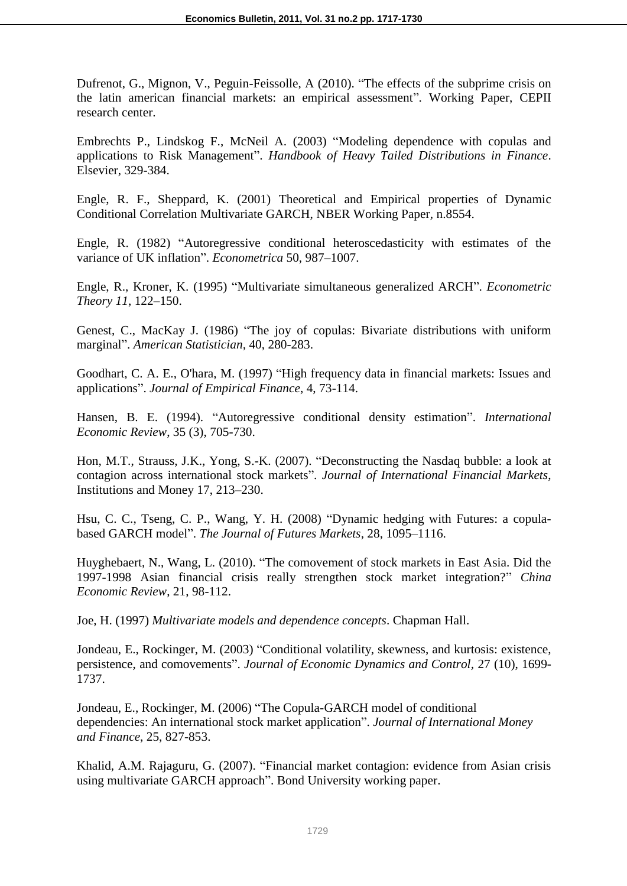Dufrenot, G., Mignon, V., Peguin-Feissolle, A (2010). "The effects of the subprime crisis on the latin american financial markets: an empirical assessment". Working Paper, CEPII research center.

Embrechts P., Lindskog F., McNeil A. (2003) "Modeling dependence with copulas and applications to Risk Management". *Handbook of Heavy Tailed Distributions in Finance*. Elsevier, 329-384.

Engle, R. F., Sheppard, K. (2001) Theoretical and Empirical properties of Dynamic Conditional Correlation Multivariate GARCH, NBER Working Paper, n.8554.

Engle, R. (1982) "Autoregressive conditional heteroscedasticity with estimates of the variance of UK inflation". *Econometrica* 50, 987–1007.

Engle, R., Kroner, K. (1995) "Multivariate simultaneous generalized ARCH". *Econometric Theory 11*, 122–150.

Genest, C., MacKay J. (1986) "The joy of copulas: Bivariate distributions with uniform marginal". *American Statistician*, 40, 280-283.

Goodhart, C. A. E., O'hara, M. (1997) "High frequency data in financial markets: Issues and applications". *Journal of Empirical Finance*, 4, 73-114.

Hansen, B. E. (1994). "Autoregressive conditional density estimation". *International Economic Review*, 35 (3), 705-730.

Hon, M.T., Strauss, J.K., Yong, S.-K. (2007). "Deconstructing the Nasdaq bubble: a look at contagion across international stock markets". *Journal of International Financial Markets*, Institutions and Money 17, 213–230.

Hsu, C. C., Tseng, C. P., Wang, Y. H. (2008) "Dynamic hedging with Futures: a copula-based GARCH model". *The Journal of Futures Markets*, 28, 1095–1116.

Huyghebaert, N., Wang, L. (2010). "The comovement of stock markets in East Asia. Did the 1997-1998 Asian financial crisis really strengthen stock market integration?" *China Economic Review*, 21, 98-112.

Joe, H. (1997) *Multivariate models and dependence concepts*. Chapman Hall.

Jondeau, E., Rockinger, M. (2003) "Conditional volatility, skewness, and kurtosis: existence, persistence, and comovements". *Journal of Economic Dynamics and Control*, 27 (10), 1699-1737.

Jondeau, E., Rockinger, M. (2006) "The Copula-GARCH model of conditional dependencies: An international stock market application". *Journal of International Money and Finance*, 25, 827-853.

Khalid, A.M. Rajaguru, G. (2007). "Financial market contagion: evidence from Asian crisis using multivariate GARCH approach". Bond University working paper.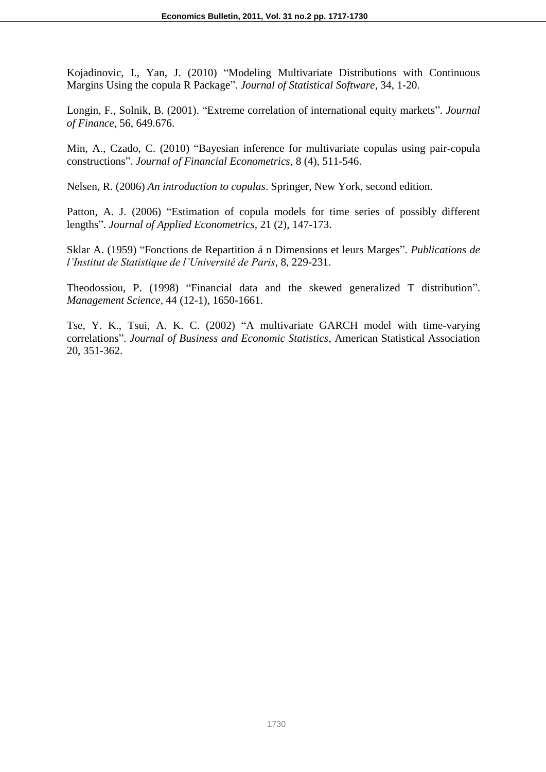Kojadinovic, I., Yan, J. (2010) "Modeling Multivariate Distributions with Continuous Margins Using the copula R Package". *Journal of Statistical Software*, 34, 1-20.

Longin, F., Solnik, B. (2001). "Extreme correlation of international equity markets". *Journal of Finance*, 56, 649.676.

Min, A., Czado, C. (2010) "Bayesian inference for multivariate copulas using pair-copula constructions". *Journal of Financial Econometrics*, 8 (4), 511-546.

Nelsen, R. (2006) *An introduction to copulas*. Springer, New York, second edition.

Patton, A. J. (2006) "Estimation of copula models for time series of possibly different lengths". *Journal of Applied Econometrics*, 21 (2), 147-173.

Sklar A. (1959) "Fonctions de Repartition á n Dimensions et leurs Marges". *Publications de l'Institut de Statistique de l'Université de Paris*, 8, 229-231.

Theodossiou, P. (1998) "Financial data and the skewed generalized T distribution". *Management Science*, 44 (12-1), 1650-1661.

Tse, Y. K., Tsui, A. K. C. (2002) "A multivariate GARCH model with time-varying correlations". *Journal of Business and Economic Statistics*, American Statistical Association 20, 351-362.